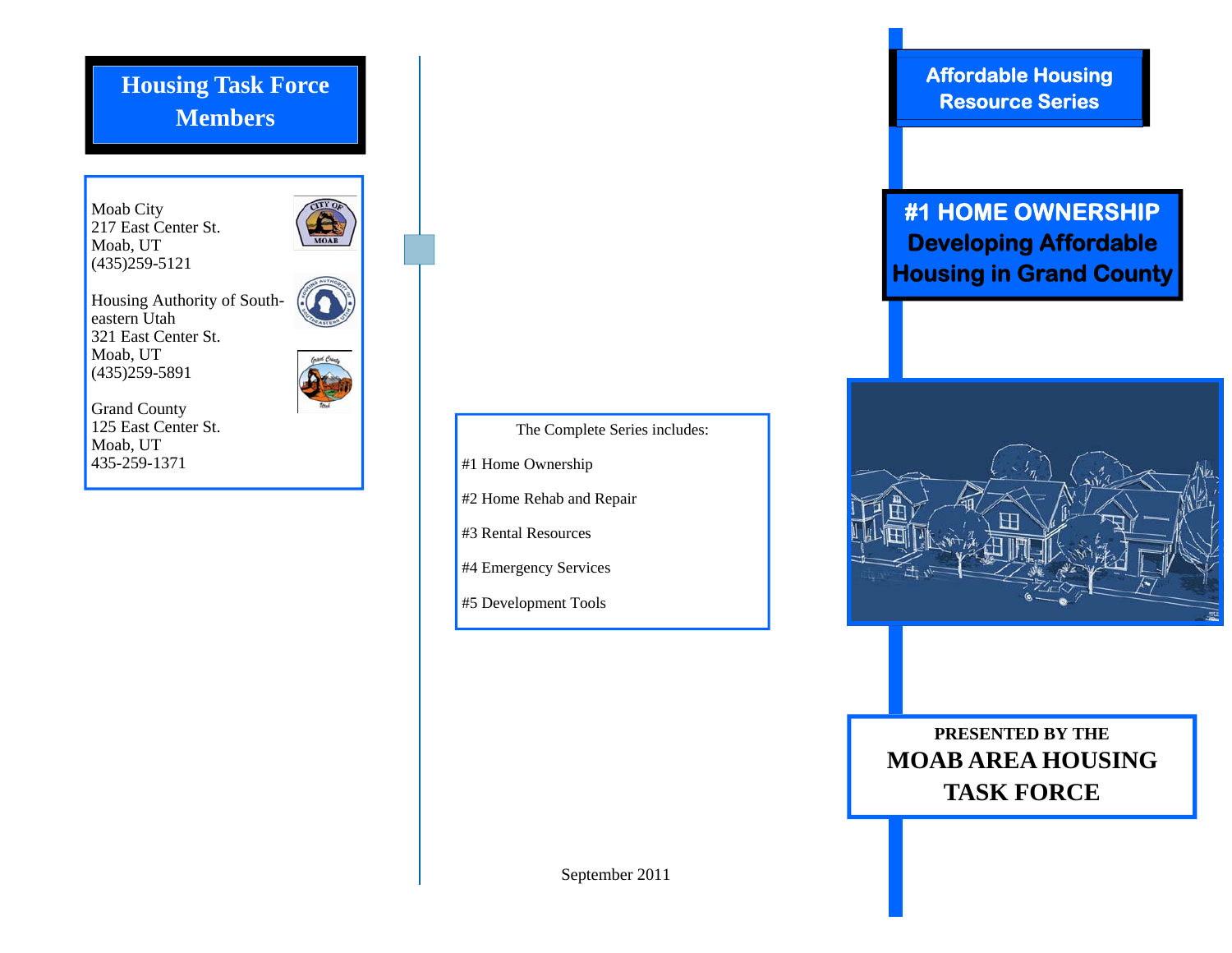## Housing Task Force Members

Moab City
217 East Center St.
Moab, UT
(435)259-5121

Housing Authority of South-eastern Utah
321 East Center St.
Moab, UT
(435)259-5891

Grand County
125 East Center St.
Moab, UT
435-259-1371

The Complete Series includes:

#1 Home Ownership

#2 Home Rehab and Repair

#3 Rental Resources

#4 Emergency Services

#5 Development Tools

September 2011

## Affordable Housing Resource Series

# #1 HOME OWNERSHIP Developing Affordable Housing in Grand County

**PRESENTED BY THE**

**MOAB AREA HOUSING TASK FORCE**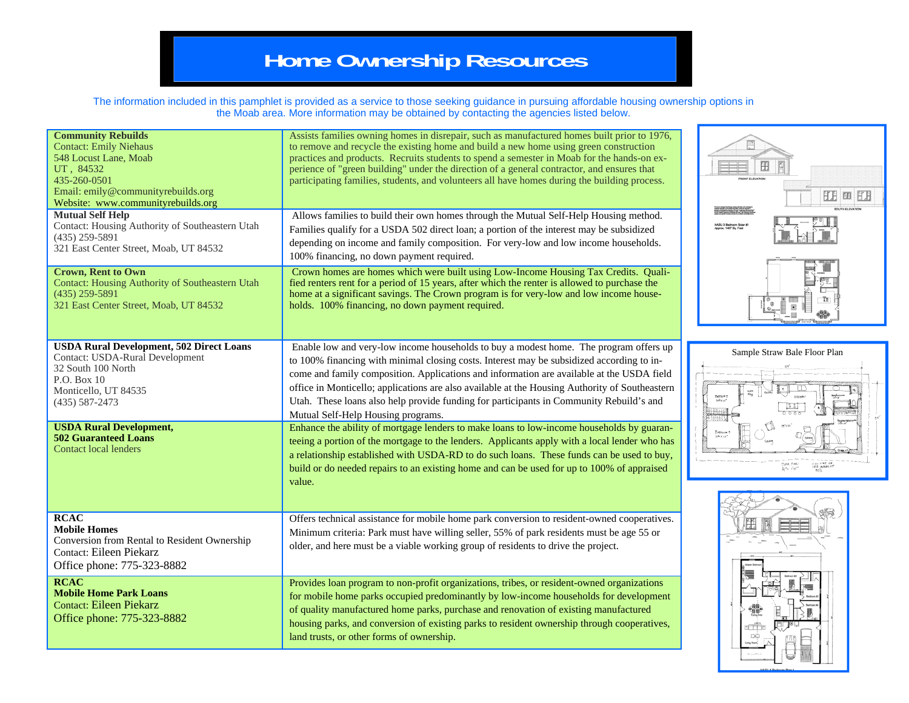# Home Ownership Resources

The information included in this pamphlet is provided as a service to those seeking guidance in pursuing affordable housing ownership options in the Moab area. More information may be obtained by contacting the agencies listed below.

| | |
|---|---|
| **Community Rebuilds**<br>Contact: Emily Niehaus<br>548 Locust Lane, Moab<br>UT , 84532<br>435-260-0501<br>Email: emily@communityrebuilds.org<br>Website: www.communityrebuilds.org | Assists families owning homes in disrepair, such as manufactured homes built prior to 1976, to remove and recycle the existing home and build a new home using green construction practices and products. Recruits students to spend a semester in Moab for the hands-on experience of "green building" under the direction of a general contractor, and ensures that participating families, students, and volunteers all have homes during the building process. |
| **Mutual Self Help**<br>Contact: Housing Authority of Southeastern Utah<br>(435) 259-5891<br>321 East Center Street, Moab, UT 84532 | Allows families to build their own homes through the Mutual Self-Help Housing method. Families qualify for a USDA 502 direct loan; a portion of the interest may be subsidized depending on income and family composition. For very-low and low income households. 100% financing, no down payment required. |
| **Crown, Rent to Own**<br>Contact: Housing Authority of Southeastern Utah<br>(435) 259-5891<br>321 East Center Street, Moab, UT 84532 | Crown homes are homes which were built using Low-Income Housing Tax Credits. Qualified renters rent for a period of 15 years, after which the renter is allowed to purchase the home at a significant savings. The Crown program is for very-low and low income households. 100% financing, no down payment required. |
| **USDA Rural Development, 502 Direct Loans**<br>Contact: USDA-Rural Development<br>32 South 100 North<br>P.O. Box 10<br>Monticello, UT 84535<br>(435) 587-2473 | Enable low and very-low income households to buy a modest home. The program offers up to 100% financing with minimal closing costs. Interest may be subsidized according to income and family composition. Applications and information are available at the USDA field office in Monticello; applications are also available at the Housing Authority of Southeastern Utah. These loans also help provide funding for participants in Community Rebuild's and Mutual Self-Help Housing programs. |
| **USDA Rural Development, 502 Guaranteed Loans**<br>Contact local lenders | Enhance the ability of mortgage lenders to make loans to low-income households by guaranteeing a portion of the mortgage to the lenders. Applicants apply with a local lender who has a relationship established with USDA-RD to do such loans. These funds can be used to buy, build or do needed repairs to an existing home and can be used for up to 100% of appraised value. |
| **RCAC**<br>**Mobile Homes**<br>Conversion from Rental to Resident Ownership<br>Contact: Eileen Piekarz<br>Office phone: 775-323-8882 | Offers technical assistance for mobile home park conversion to resident-owned cooperatives. Minimum criteria: Park must have willing seller, 55% of park residents must be age 55 or older, and here must be a viable working group of residents to drive the project. |
| **RCAC**<br>**Mobile Home Park Loans**<br>Contact: Eileen Piekarz<br>Office phone: 775-323-8882 | Provides loan program to non-profit organizations, tribes, or resident-owned organizations for mobile home parks occupied predominantly by low-income households for development of quality manufactured home parks, purchase and renovation of existing manufactured housing parks, and conversion of existing parks to resident ownership through cooperatives, land trusts, or other forms of ownership. |

Sample Straw Bale Floor Plan